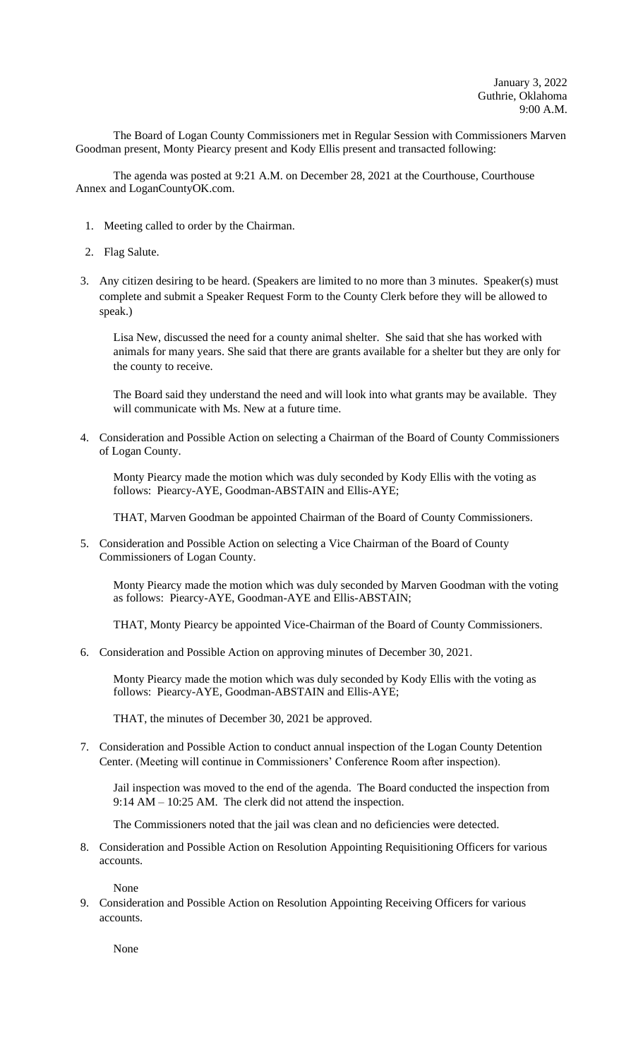January 3, 2022
Guthrie, Oklahoma
9:00 A.M.

The Board of Logan County Commissioners met in Regular Session with Commissioners Marven Goodman present, Monty Piearcy present and Kody Ellis present and transacted following:

The agenda was posted at 9:21 A.M. on December 28, 2021 at the Courthouse, Courthouse Annex and LoganCountyOK.com.

1. Meeting called to order by the Chairman.

2. Flag Salute.

3. Any citizen desiring to be heard. (Speakers are limited to no more than 3 minutes. Speaker(s) must complete and submit a Speaker Request Form to the County Clerk before they will be allowed to speak.)

   Lisa New, discussed the need for a county animal shelter. She said that she has worked with animals for many years. She said that there are grants available for a shelter but they are only for the county to receive.

   The Board said they understand the need and will look into what grants may be available. They will communicate with Ms. New at a future time.

4. Consideration and Possible Action on selecting a Chairman of the Board of County Commissioners of Logan County.

   Monty Piearcy made the motion which was duly seconded by Kody Ellis with the voting as follows: Piearcy-AYE, Goodman-ABSTAIN and Ellis-AYE;

   THAT, Marven Goodman be appointed Chairman of the Board of County Commissioners.

5. Consideration and Possible Action on selecting a Vice Chairman of the Board of County Commissioners of Logan County.

   Monty Piearcy made the motion which was duly seconded by Marven Goodman with the voting as follows: Piearcy-AYE, Goodman-AYE and Ellis-ABSTAIN;

   THAT, Monty Piearcy be appointed Vice-Chairman of the Board of County Commissioners.

6. Consideration and Possible Action on approving minutes of December 30, 2021.

   Monty Piearcy made the motion which was duly seconded by Kody Ellis with the voting as follows: Piearcy-AYE, Goodman-ABSTAIN and Ellis-AYE;

   THAT, the minutes of December 30, 2021 be approved.

7. Consideration and Possible Action to conduct annual inspection of the Logan County Detention Center. (Meeting will continue in Commissioners' Conference Room after inspection).

   Jail inspection was moved to the end of the agenda. The Board conducted the inspection from 9:14 AM – 10:25 AM. The clerk did not attend the inspection.

   The Commissioners noted that the jail was clean and no deficiencies were detected.

8. Consideration and Possible Action on Resolution Appointing Requisitioning Officers for various accounts.

   None

9. Consideration and Possible Action on Resolution Appointing Receiving Officers for various accounts.

   None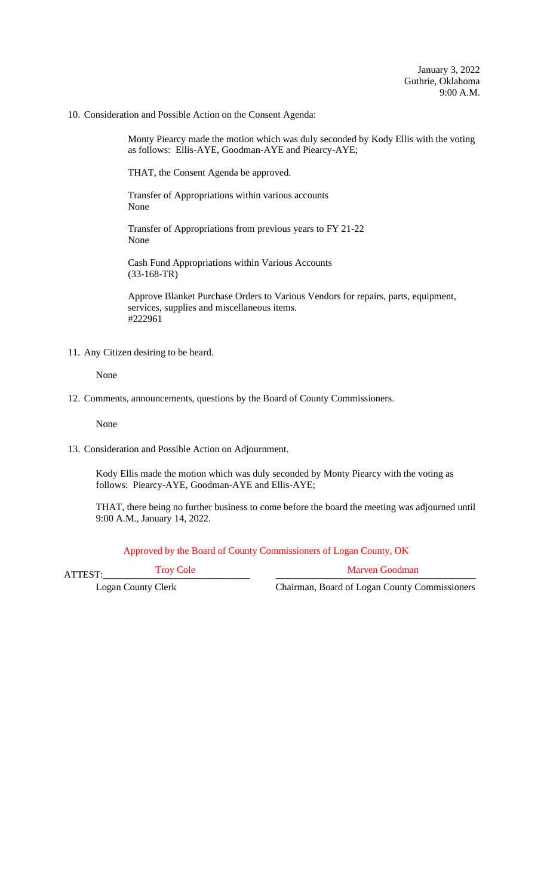January 3, 2022
Guthrie, Oklahoma
9:00 A.M.

10. Consideration and Possible Action on the Consent Agenda:

    Monty Piearcy made the motion which was duly seconded by Kody Ellis with the voting as follows: Ellis-AYE, Goodman-AYE and Piearcy-AYE;

    THAT, the Consent Agenda be approved.

    Transfer of Appropriations within various accounts
    None

    Transfer of Appropriations from previous years to FY 21-22
    None

    Cash Fund Appropriations within Various Accounts
    (33-168-TR)

    Approve Blanket Purchase Orders to Various Vendors for repairs, parts, equipment, services, supplies and miscellaneous items.
    #222961

11. Any Citizen desiring to be heard.

    None

12. Comments, announcements, questions by the Board of County Commissioners.

    None

13. Consideration and Possible Action on Adjournment.

    Kody Ellis made the motion which was duly seconded by Monty Piearcy with the voting as follows: Piearcy-AYE, Goodman-AYE and Ellis-AYE;

    THAT, there being no further business to come before the board the meeting was adjourned until 9:00 A.M., January 14, 2022.

Approved by the Board of County Commissioners of Logan County, OK

ATTEST: Troy Cole
Logan County Clerk

Marven Goodman
Chairman, Board of Logan County Commissioners